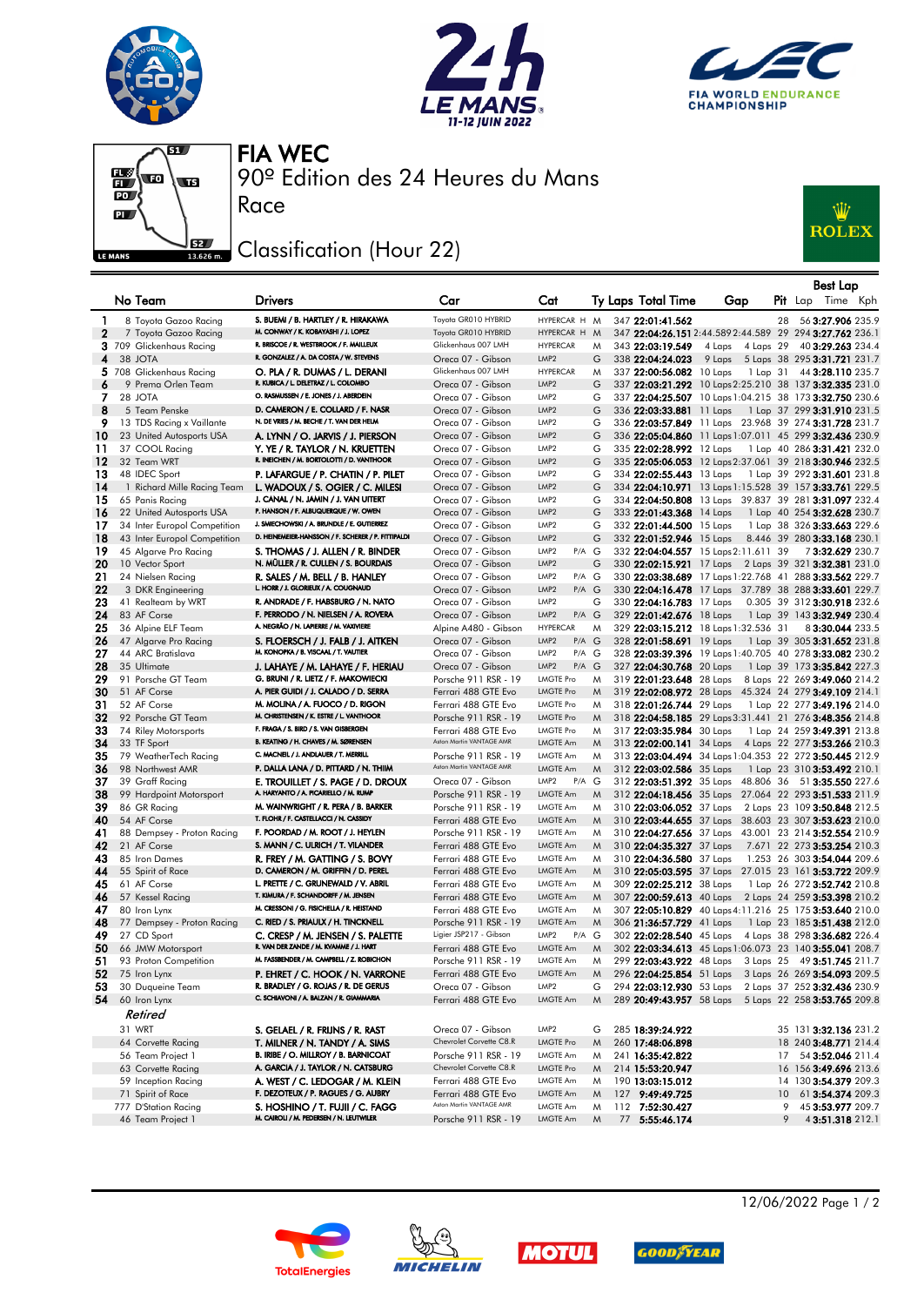# FIA WEC

90º Edition des 24 Heures du Mans

Race

## Classification (Hour 22)

| | No | Team | Drivers | Car | Cat | | Ty | Laps | Total Time | Gap | | Pit | Best Lap Lap | Best Lap Time | Best Lap Kph |
|---|---|---|---|---|---|---|---|---|---|---|---|---|---|---|---|
| 1 | 8 | Toyota Gazoo Racing | S. BUEMI / B. HARTLEY / R. HIRAKAWA | Toyota GR010 HYBRID | HYPERCAR | H | M | 347 | 22:01:41.562 | | | 28 | 56 | 3:27.906 | 235.9 |
| 2 | 7 | Toyota Gazoo Racing | M. CONWAY / K. KOBAYASHI / J. LOPEZ | Toyota GR010 HYBRID | HYPERCAR | H | M | 347 | 22:04:26.151 | 2:44.589 | 2:44.589 | 29 | 294 | 3:27.762 | 236.1 |
| 3 | 709 | Glickenhaus Racing | R. BRISCOE / R. WESTBROOK / F. MAILLEUX | Glickenhaus 007 LMH | HYPERCAR | | M | 343 | 22:03:19.549 | 4 Laps | 4 Laps | 29 | 40 | 3:29.263 | 234.4 |
| 4 | 38 | JOTA | R. GONZALEZ / A. DA COSTA / W. STEVENS | Oreca 07 - Gibson | LMP2 | | G | 338 | 22:04:24.023 | 9 Laps | 5 Laps | 38 | 295 | 3:31.721 | 231.7 |
| 5 | 708 | Glickenhaus Racing | O. PLA / R. DUMAS / L. DERANI | Glickenhaus 007 LMH | HYPERCAR | | M | 337 | 22:00:56.082 | 10 Laps | 1 Lap | 31 | 44 | 3:28.110 | 235.7 |
| 6 | 9 | Prema Orlen Team | R. KUBICA / L. DELETRAZ / L. COLOMBO | Oreca 07 - Gibson | LMP2 | | G | 337 | 22:03:21.292 | 10 Laps | 2:25.210 | 38 | 137 | 3:32.335 | 231.0 |
| 7 | 28 | JOTA | O. RASMUSSEN / E. JONES / J. ABERDEIN | Oreca 07 - Gibson | LMP2 | | G | 337 | 22:04:25.507 | 10 Laps | 1:04.215 | 38 | 173 | 3:32.750 | 230.6 |
| 8 | 5 | Team Penske | D. CAMERON / E. COLLARD / F. NASR | Oreca 07 - Gibson | LMP2 | | G | 336 | 22:03:33.881 | 11 Laps | 1 Lap | 37 | 299 | 3:31.910 | 231.5 |
| 9 | 13 | TDS Racing x Vaillante | N. DE VRIES / M. BECHE / T. VAN DER HELM | Oreca 07 - Gibson | LMP2 | | G | 336 | 22:03:57.849 | 11 Laps | 23.968 | 38 | 274 | 3:31.728 | 231.7 |
| 10 | 23 | United Autosports USA | A. LYNN / O. JARVIS / J. PIERSON | Oreca 07 - Gibson | LMP2 | | G | 336 | 22:05:04.860 | 11 Laps | 1:07.011 | 45 | 299 | 3:32.436 | 230.9 |
| 11 | 37 | COOL Racing | Y. YE / R. TAYLOR / N. KRUETTEN | Oreca 07 - Gibson | LMP2 | | G | 335 | 22:02:28.992 | 12 Laps | 1 Lap | 40 | 286 | 3:31.421 | 232.0 |
| 12 | 32 | Team WRT | R. INEICHEN / M. BORTOLOTTI / D. VANTHOOR | Oreca 07 - Gibson | LMP2 | | G | 335 | 22:05:06.053 | 12 Laps | 2:37.061 | 39 | 218 | 3:30.946 | 232.5 |
| 13 | 48 | IDEC Sport | P. LAFARGUE / P. CHATIN / P. PILET | Oreca 07 - Gibson | LMP2 | | G | 334 | 22:02:55.443 | 13 Laps | 1 Lap | 39 | 292 | 3:31.601 | 231.8 |
| 14 | 1 | Richard Mille Racing Team | L. WADOUX / S. OGIER / C. MILESI | Oreca 07 - Gibson | LMP2 | | G | 334 | 22:04:10.971 | 13 Laps | 1:15.528 | 39 | 157 | 3:33.761 | 229.5 |
| 15 | 65 | Panis Racing | J. CANAL / N. JAMIN / J. VAN UITERT | Oreca 07 - Gibson | LMP2 | | G | 334 | 22:04:50.808 | 13 Laps | 39.837 | 39 | 281 | 3:31.097 | 232.4 |
| 16 | 22 | United Autosports USA | P. HANSON / F. ALBUQUERQUE / W. OWEN | Oreca 07 - Gibson | LMP2 | | G | 333 | 22:01:43.368 | 14 Laps | 1 Lap | 40 | 254 | 3:32.628 | 230.7 |
| 17 | 34 | Inter Europol Competition | J. SMIECHOWSKI / A. BRUNDLE / E. GUTIERREZ | Oreca 07 - Gibson | LMP2 | | G | 332 | 22:01:44.500 | 15 Laps | 1 Lap | 38 | 326 | 3:33.663 | 229.6 |
| 18 | 43 | Inter Europol Competition | D. HEINEMEIER-HANSSON / F. SCHERER / P. FITTIPALDI | Oreca 07 - Gibson | LMP2 | | G | 332 | 22:01:52.946 | 15 Laps | 8.446 | 39 | 280 | 3:33.168 | 230.1 |
| 19 | 45 | Algarve Pro Racing | S. THOMAS / J. ALLEN / R. BINDER | Oreca 07 - Gibson | LMP2 | P/A | G | 332 | 22:04:04.557 | 15 Laps | 2:11.611 | 39 | 7 | 3:32.629 | 230.7 |
| 20 | 10 | Vector Sport | N. MÜLLER / R. CULLEN / S. BOURDAIS | Oreca 07 - Gibson | LMP2 | | G | 330 | 22:02:15.921 | 17 Laps | 2 Laps | 39 | 321 | 3:32.381 | 231.0 |
| 21 | 24 | Nielsen Racing | R. SALES / M. BELL / B. HANLEY | Oreca 07 - Gibson | LMP2 | P/A | G | 330 | 22:03:38.689 | 17 Laps | 1:22.768 | 41 | 288 | 3:33.562 | 229.7 |
| 22 | 3 | DKR Engineering | L. HORR / J. GLORIEUX / A. COUGNAUD | Oreca 07 - Gibson | LMP2 | P/A | G | 330 | 22:04:16.478 | 17 Laps | 37.789 | 38 | 288 | 3:33.601 | 229.7 |
| 23 | 41 | Realteam by WRT | R. ANDRADE / F. HABSBURG / N. NATO | Oreca 07 - Gibson | LMP2 | | G | 330 | 22:04:16.783 | 17 Laps | 0.305 | 39 | 312 | 3:30.918 | 232.6 |
| 24 | 83 | AF Corse | F. PERRODO / N. NIELSEN / A. ROVERA | Oreca 07 - Gibson | LMP2 | P/A | G | 329 | 22:01:42.676 | 18 Laps | 1 Lap | 39 | 143 | 3:32.949 | 230.4 |
| 25 | 36 | Alpine ELF Team | A. NEGRÃO / N. LAPIERRE / M. VAXIVIERE | Alpine A480 - Gibson | HYPERCAR | | M | 329 | 22:03:15.212 | 18 Laps | 1:32.536 | 31 | 8 | 3:30.044 | 233.5 |
| 26 | 47 | Algarve Pro Racing | S. FLOERSCH / J. FALB / J. AITKEN | Oreca 07 - Gibson | LMP2 | P/A | G | 328 | 22:01:58.691 | 19 Laps | 1 Lap | 39 | 305 | 3:31.652 | 231.8 |
| 27 | 44 | ARC Bratislava | M. KONOPKA / B. VISCAAL / T. VAUTIER | Oreca 07 - Gibson | LMP2 | P/A | G | 328 | 22:03:39.396 | 19 Laps | 1:40.705 | 40 | 278 | 3:33.082 | 230.2 |
| 28 | 35 | Ultimate | J. LAHAYE / M. LAHAYE / F. HERIAU | Oreca 07 - Gibson | LMP2 | P/A | G | 327 | 22:04:30.768 | 20 Laps | 1 Lap | 39 | 173 | 3:35.842 | 227.3 |
| 29 | 91 | Porsche GT Team | G. BRUNI / R. LIETZ / F. MAKOWIECKI | Porsche 911 RSR - 19 | LMGTE Pro | | M | 319 | 22:01:23.648 | 28 Laps | 8 Laps | 22 | 269 | 3:49.060 | 214.2 |
| 30 | 51 | AF Corse | A. PIER GUIDI / J. CALADO / D. SERRA | Ferrari 488 GTE Evo | LMGTE Pro | | M | 319 | 22:02:08.972 | 28 Laps | 45.324 | 24 | 279 | 3:49.109 | 214.1 |
| 31 | 52 | AF Corse | M. MOLINA / A. FUOCO / D. RIGON | Ferrari 488 GTE Evo | LMGTE Pro | | M | 318 | 22:01:26.744 | 29 Laps | 1 Lap | 22 | 277 | 3:49.196 | 214.0 |
| 32 | 92 | Porsche GT Team | M. CHRISTENSEN / K. ESTRE / L. VANTHOOR | Porsche 911 RSR - 19 | LMGTE Pro | | M | 318 | 22:04:58.185 | 29 Laps | 3:31.441 | 21 | 276 | 3:48.356 | 214.8 |
| 33 | 74 | Riley Motorsports | F. FRAGA / S. BIRD / S. VAN GISBERGEN | Ferrari 488 GTE Evo | LMGTE Pro | | M | 317 | 22:03:35.984 | 30 Laps | 1 Lap | 24 | 259 | 3:49.391 | 213.8 |
| 34 | 33 | TF Sport | B. KEATING / H. CHAVES / M. SØRENSEN | Aston Martin VANTAGE AMR | LMGTE Am | | M | 313 | 22:02:00.141 | 34 Laps | 4 Laps | 22 | 277 | 3:53.266 | 210.3 |
| 35 | 79 | WeatherTech Racing | C. MACNEIL / J. ANDLAUER / T. MERRILL | Porsche 911 RSR - 19 | LMGTE Am | | M | 313 | 22:03:04.494 | 34 Laps | 1:04.353 | 22 | 272 | 3:50.445 | 212.9 |
| 36 | 98 | Northwest AMR | P. DALLA LANA / D. PITTARD / N. THIIM | Aston Martin VANTAGE AMR | LMGTE Am | | M | 312 | 22:02:02.586 | 35 Laps | 1 Lap | 23 | 310 | 3:53.492 | 210.1 |
| 37 | 39 | Graff Racing | E. TROUILLET / S. PAGE / D. DROUX | Oreca 07 - Gibson | LMP2 | P/A | G | 312 | 22:02:51.392 | 35 Laps | 48.806 | 36 | 51 | 3:35.550 | 227.6 |
| 38 | 99 | Hardpoint Motorsport | A. HARYANTO / A. PICARIELLO / M. RUMP | Porsche 911 RSR - 19 | LMGTE Am | | M | 312 | 22:04:18.456 | 35 Laps | 27.064 | 22 | 293 | 3:51.533 | 211.9 |
| 39 | 86 | GR Racing | M. WAINWRIGHT / R. PERA / B. BARKER | Porsche 911 RSR - 19 | LMGTE Am | | M | 310 | 22:03:06.052 | 37 Laps | 2 Laps | 23 | 109 | 3:50.848 | 212.5 |
| 40 | 54 | AF Corse | T. FLOHR / F. CASTELLACCI / N. CASSIDY | Ferrari 488 GTE Evo | LMGTE Am | | M | 310 | 22:03:44.655 | 37 Laps | 38.603 | 23 | 307 | 3:53.623 | 210.0 |
| 41 | 88 | Dempsey - Proton Racing | F. POORDAD / M. ROOT / J. HEYLEN | Porsche 911 RSR - 19 | LMGTE Am | | M | 310 | 22:04:27.656 | 37 Laps | 43.001 | 23 | 214 | 3:52.554 | 210.9 |
| 42 | 21 | AF Corse | S. MANN / C. ULRICH / T. VILANDER | Ferrari 488 GTE Evo | LMGTE Am | | M | 310 | 22:04:35.327 | 37 Laps | 7.671 | 22 | 273 | 3:53.254 | 210.3 |
| 43 | 85 | Iron Dames | R. FREY / M. GATTING / S. BOVY | Ferrari 488 GTE Evo | LMGTE Am | | M | 310 | 22:04:36.580 | 37 Laps | 1.253 | 26 | 303 | 3:54.044 | 209.6 |
| 44 | 55 | Spirit of Race | D. CAMERON / M. GRIFFIN / D. PEREL | Ferrari 488 GTE Evo | LMGTE Am | | M | 310 | 22:05:03.595 | 37 Laps | 27.015 | 23 | 161 | 3:53.722 | 209.9 |
| 45 | 61 | AF Corse | L. PRETTE / C. GRUNEWALD / V. ABRIL | Ferrari 488 GTE Evo | LMGTE Am | | M | 309 | 22:02:25.212 | 38 Laps | 1 Lap | 26 | 272 | 3:52.742 | 210.8 |
| 46 | 57 | Kessel Racing | T. KIMURA / F. SCHANDORFF / M. JENSEN | Ferrari 488 GTE Evo | LMGTE Am | | M | 307 | 22:00:59.613 | 40 Laps | 2 Laps | 24 | 259 | 3:53.398 | 210.2 |
| 47 | 80 | Iron Lynx | M. CRESSONI / G. FISICHELLA / R. HEISTAND | Ferrari 488 GTE Evo | LMGTE Am | | M | 307 | 22:05:10.829 | 40 Laps | 4:11.216 | 25 | 175 | 3:53.640 | 210.0 |
| 48 | 77 | Dempsey - Proton Racing | C. RIED / S. PRIAULX / H. TINCKNELL | Porsche 911 RSR - 19 | LMGTE Am | | M | 306 | 21:36:57.729 | 41 Laps | 1 Lap | 23 | 185 | 3:51.438 | 212.0 |
| 49 | 27 | CD Sport | C. CRESP / M. JENSEN / S. PALETTE | Ligier JSP217 - Gibson | LMP2 | P/A | G | 302 | 22:02:28.540 | 45 Laps | 4 Laps | 38 | 298 | 3:56.682 | 226.4 |
| 50 | 66 | JMW Motorsport | R. VAN DER ZANDE / M. KVAMME / J. HART | Ferrari 488 GTE Evo | LMGTE Am | | M | 302 | 22:03:34.613 | 45 Laps | 1:06.073 | 23 | 140 | 3:55.041 | 208.7 |
| 51 | 93 | Proton Competition | M. FASSBENDER / M. CAMPBELL / Z. ROBICHON | Porsche 911 RSR - 19 | LMGTE Am | | M | 299 | 22:03:43.922 | 48 Laps | 3 Laps | 25 | 49 | 3:51.745 | 211.7 |
| 52 | 75 | Iron Lynx | P. EHRET / C. HOOK / N. VARRONE | Ferrari 488 GTE Evo | LMGTE Am | | M | 296 | 22:04:25.854 | 51 Laps | 3 Laps | 26 | 269 | 3:54.093 | 209.5 |
| 53 | 30 | Duqueine Team | R. BRADLEY / G. ROJAS / R. DE GERUS | Oreca 07 - Gibson | LMP2 | | G | 294 | 22:03:12.930 | 53 Laps | 2 Laps | 37 | 252 | 3:32.436 | 230.9 |
| 54 | 60 | Iron Lynx | C. SCHIAVONI / A. BALZAN / R. GIAMMARIA | Ferrari 488 GTE Evo | LMGTE Am | | M | 289 | 20:49:43.957 | 58 Laps | 5 Laps | 22 | 258 | 3:53.765 | 209.8 |
| | | ***Retired*** | | | | | | | | | | | | | |
| | 31 | WRT | S. GELAEL / R. FRIJNS / R. RAST | Oreca 07 - Gibson | LMP2 | | G | 285 | 18:39:24.922 | | | 35 | 131 | 3:32.136 | 231.2 |
| | 64 | Corvette Racing | T. MILNER / N. TANDY / A. SIMS | Chevrolet Corvette C8.R | LMGTE Pro | | M | 260 | 17:48:06.898 | | | 18 | 240 | 3:48.771 | 214.4 |
| | 56 | Team Project 1 | B. IRIBE / O. MILLROY / B. BARNICOAT | Porsche 911 RSR - 19 | LMGTE Am | | M | 241 | 16:35:42.822 | | | 17 | 54 | 3:52.046 | 211.4 |
| | 63 | Corvette Racing | A. GARCIA / J. TAYLOR / N. CATSBURG | Chevrolet Corvette C8.R | LMGTE Pro | | M | 214 | 15:53:20.947 | | | 16 | 156 | 3:49.696 | 213.6 |
| | 59 | Inception Racing | A. WEST / C. LEDOGAR / M. KLEIN | Ferrari 488 GTE Evo | LMGTE Am | | M | 190 | 13:03:15.012 | | | 14 | 130 | 3:54.379 | 209.3 |
| | 71 | Spirit of Race | F. DEZOTEUX / P. RAGUES / G. AUBRY | Ferrari 488 GTE Evo | LMGTE Am | | M | 127 | 9:49:49.725 | | | 10 | 61 | 3:54.374 | 209.3 |
| | 777 | D'Station Racing | S. HOSHINO / T. FUJII / C. FAGG | Aston Martin VANTAGE AMR | LMGTE Am | | M | 112 | 7:52:30.427 | | | 9 | 45 | 3:53.977 | 209.7 |
| | 46 | Team Project 1 | M. CAIROLI / M. PEDERSEN / N. LEUTWILER | Porsche 911 RSR - 19 | LMGTE Am | | M | 77 | 5:55:46.174 | | | 9 | 4 | 3:51.318 | 212.1 |

12/06/2022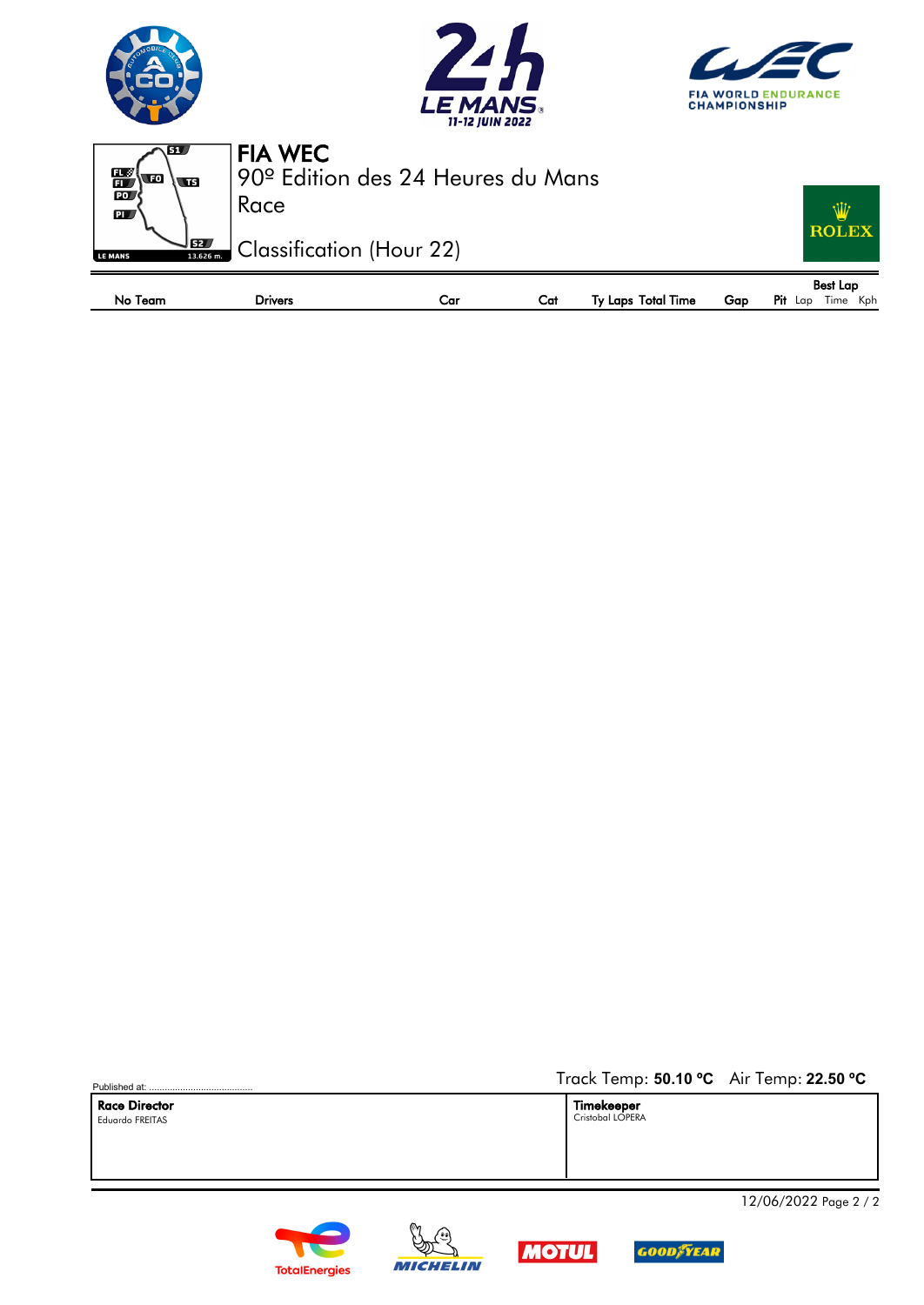# FIA WEC

90º Edition des 24 Heures du Mans

Race

Classification (Hour 22)

| No | Team | Drivers | Car | Cat | Ty | Laps | Total Time | Gap | Pit | Best Lap | | |
|---|---|---|---|---|---|---|---|---|---|---|---|---|
| | | | | | | | | | | Lap | Time | Kph |

Track Temp: **50.10 ºC** Air Temp: **22.50 ºC**

Published at: ........................................

**Race Director**
Eduardo FREITAS

**Timekeeper**
Cristobal LOPERA

12/06/2022